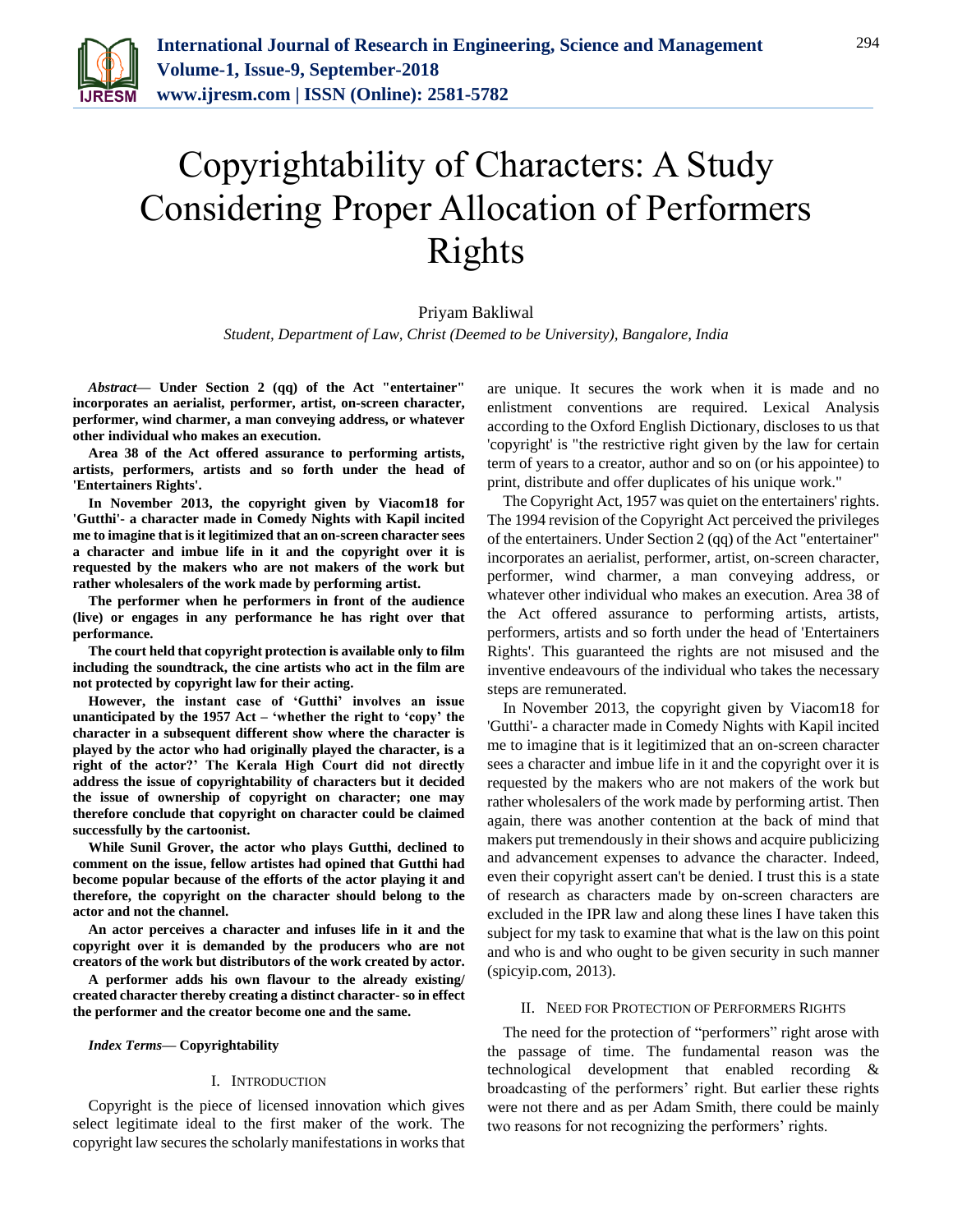# Copyrightability of Characters: A Study Considering Proper Allocation of Performers Rights

Priyam Bakliwal

*Student, Department of Law, Christ (Deemed to be University), Bangalore, India*

***Abstract*— Under Section 2 (qq) of the Act "entertainer" incorporates an aerialist, performer, artist, on-screen character, performer, wind charmer, a man conveying address, or whatever other individual who makes an execution.**

**Area 38 of the Act offered assurance to performing artists, artists, performers, artists and so forth under the head of 'Entertainers Rights'.**

**In November 2013, the copyright given by Viacom18 for 'Gutthi'- a character made in Comedy Nights with Kapil incited me to imagine that is it legitimized that an on-screen character sees a character and imbue life in it and the copyright over it is requested by the makers who are not makers of the work but rather wholesalers of the work made by performing artist.**

**The performer when he performers in front of the audience (live) or engages in any performance he has right over that performance.**

**The court held that copyright protection is available only to film including the soundtrack, the cine artists who act in the film are not protected by copyright law for their acting.**

**However, the instant case of 'Gutthi' involves an issue unanticipated by the 1957 Act – 'whether the right to 'copy' the character in a subsequent different show where the character is played by the actor who had originally played the character, is a right of the actor?' The Kerala High Court did not directly address the issue of copyrightability of characters but it decided the issue of ownership of copyright on character; one may therefore conclude that copyright on character could be claimed successfully by the cartoonist.**

**While Sunil Grover, the actor who plays Gutthi, declined to comment on the issue, fellow artistes had opined that Gutthi had become popular because of the efforts of the actor playing it and therefore, the copyright on the character should belong to the actor and not the channel.**

**An actor perceives a character and infuses life in it and the copyright over it is demanded by the producers who are not creators of the work but distributors of the work created by actor.**

**A performer adds his own flavour to the already existing/ created character thereby creating a distinct character- so in effect the performer and the creator become one and the same.**

***Index Terms*— Copyrightability**

## I. Introduction

Copyright is the piece of licensed innovation which gives select legitimate ideal to the first maker of the work. The copyright law secures the scholarly manifestations in works that are unique. It secures the work when it is made and no enlistment conventions are required. Lexical Analysis according to the Oxford English Dictionary, discloses to us that 'copyright' is "the restrictive right given by the law for certain term of years to a creator, author and so on (or his appointee) to print, distribute and offer duplicates of his unique work."

The Copyright Act, 1957 was quiet on the entertainers' rights. The 1994 revision of the Copyright Act perceived the privileges of the entertainers. Under Section 2 (qq) of the Act "entertainer" incorporates an aerialist, performer, artist, on-screen character, performer, wind charmer, a man conveying address, or whatever other individual who makes an execution. Area 38 of the Act offered assurance to performing artists, artists, performers, artists and so forth under the head of 'Entertainers Rights'. This guaranteed the rights are not misused and the inventive endeavours of the individual who takes the necessary steps are remunerated.

In November 2013, the copyright given by Viacom18 for 'Gutthi'- a character made in Comedy Nights with Kapil incited me to imagine that is it legitimized that an on-screen character sees a character and imbue life in it and the copyright over it is requested by the makers who are not makers of the work but rather wholesalers of the work made by performing artist. Then again, there was another contention at the back of mind that makers put tremendously in their shows and acquire publicizing and advancement expenses to advance the character. Indeed, even their copyright assert can't be denied. I trust this is a state of research as characters made by on-screen characters are excluded in the IPR law and along these lines I have taken this subject for my task to examine that what is the law on this point and who is and who ought to be given security in such manner (spicyip.com, 2013).

## II. Need for Protection of Performers Rights

The need for the protection of "performers" right arose with the passage of time. The fundamental reason was the technological development that enabled recording & broadcasting of the performers' right. But earlier these rights were not there and as per Adam Smith, there could be mainly two reasons for not recognizing the performers' rights.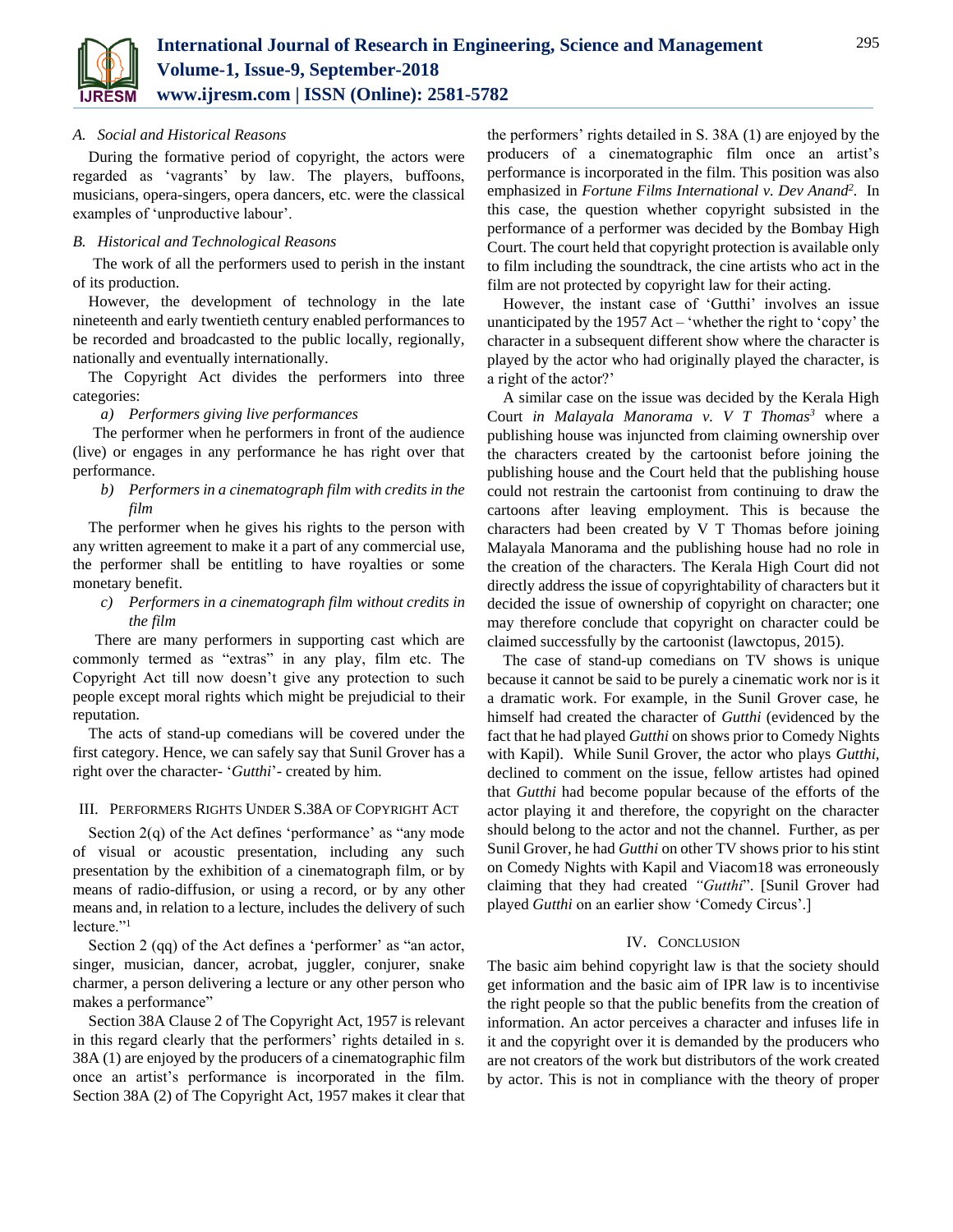### A. Social and Historical Reasons

During the formative period of copyright, the actors were regarded as 'vagrants' by law. The players, buffoons, musicians, opera-singers, opera dancers, etc. were the classical examples of 'unproductive labour'.

### B. Historical and Technological Reasons

The work of all the performers used to perish in the instant of its production.

However, the development of technology in the late nineteenth and early twentieth century enabled performances to be recorded and broadcasted to the public locally, regionally, nationally and eventually internationally.

The Copyright Act divides the performers into three categories:

*a) Performers giving live performances*

The performer when he performers in front of the audience (live) or engages in any performance he has right over that performance.

*b) Performers in a cinematograph film with credits in the film*

The performer when he gives his rights to the person with any written agreement to make it a part of any commercial use, the performer shall be entitling to have royalties or some monetary benefit.

*c) Performers in a cinematograph film without credits in the film*

There are many performers in supporting cast which are commonly termed as "extras" in any play, film etc. The Copyright Act till now doesn't give any protection to such people except moral rights which might be prejudicial to their reputation.

The acts of stand-up comedians will be covered under the first category. Hence, we can safely say that Sunil Grover has a right over the character- '*Gutthi*'- created by him.

## III. Performers Rights Under S.38A of Copyright Act

Section 2(q) of the Act defines 'performance' as "any mode of visual or acoustic presentation, including any such presentation by the exhibition of a cinematograph film, or by means of radio-diffusion, or using a record, or by any other means and, in relation to a lecture, includes the delivery of such lecture."[1]

Section 2 (qq) of the Act defines a 'performer' as "an actor, singer, musician, dancer, acrobat, juggler, conjurer, snake charmer, a person delivering a lecture or any other person who makes a performance"

Section 38A Clause 2 of The Copyright Act, 1957 is relevant in this regard clearly that the performers' rights detailed in s. 38A (1) are enjoyed by the producers of a cinematographic film once an artist's performance is incorporated in the film. Section 38A (2) of The Copyright Act, 1957 makes it clear that the performers' rights detailed in S. 38A (1) are enjoyed by the producers of a cinematographic film once an artist's performance is incorporated in the film. This position was also emphasized in *Fortune Films International v. Dev Anand*[2]. In this case, the question whether copyright subsisted in the performance of a performer was decided by the Bombay High Court. The court held that copyright protection is available only to film including the soundtrack, the cine artists who act in the film are not protected by copyright law for their acting.

However, the instant case of 'Gutthi' involves an issue unanticipated by the 1957 Act – 'whether the right to 'copy' the character in a subsequent different show where the character is played by the actor who had originally played the character, is a right of the actor?'

A similar case on the issue was decided by the Kerala High Court *in Malayala Manorama v. V T Thomas*[3] where a publishing house was injuncted from claiming ownership over the characters created by the cartoonist before joining the publishing house and the Court held that the publishing house could not restrain the cartoonist from continuing to draw the cartoons after leaving employment. This is because the characters had been created by V T Thomas before joining Malayala Manorama and the publishing house had no role in the creation of the characters. The Kerala High Court did not directly address the issue of copyrightability of characters but it decided the issue of ownership of copyright on character; one may therefore conclude that copyright on character could be claimed successfully by the cartoonist (lawctopus, 2015).

The case of stand-up comedians on TV shows is unique because it cannot be said to be purely a cinematic work nor is it a dramatic work. For example, in the Sunil Grover case, he himself had created the character of *Gutthi* (evidenced by the fact that he had played *Gutthi* on shows prior to Comedy Nights with Kapil). While Sunil Grover, the actor who plays *Gutthi*, declined to comment on the issue, fellow artistes had opined that *Gutthi* had become popular because of the efforts of the actor playing it and therefore, the copyright on the character should belong to the actor and not the channel. Further, as per Sunil Grover, he had *Gutthi* on other TV shows prior to his stint on Comedy Nights with Kapil and Viacom18 was erroneously claiming that they had created *"Gutthi*". [Sunil Grover had played *Gutthi* on an earlier show 'Comedy Circus'.]

## IV. Conclusion

The basic aim behind copyright law is that the society should get information and the basic aim of IPR law is to incentivise the right people so that the public benefits from the creation of information. An actor perceives a character and infuses life in it and the copyright over it is demanded by the producers who are not creators of the work but distributors of the work created by actor. This is not in compliance with the theory of proper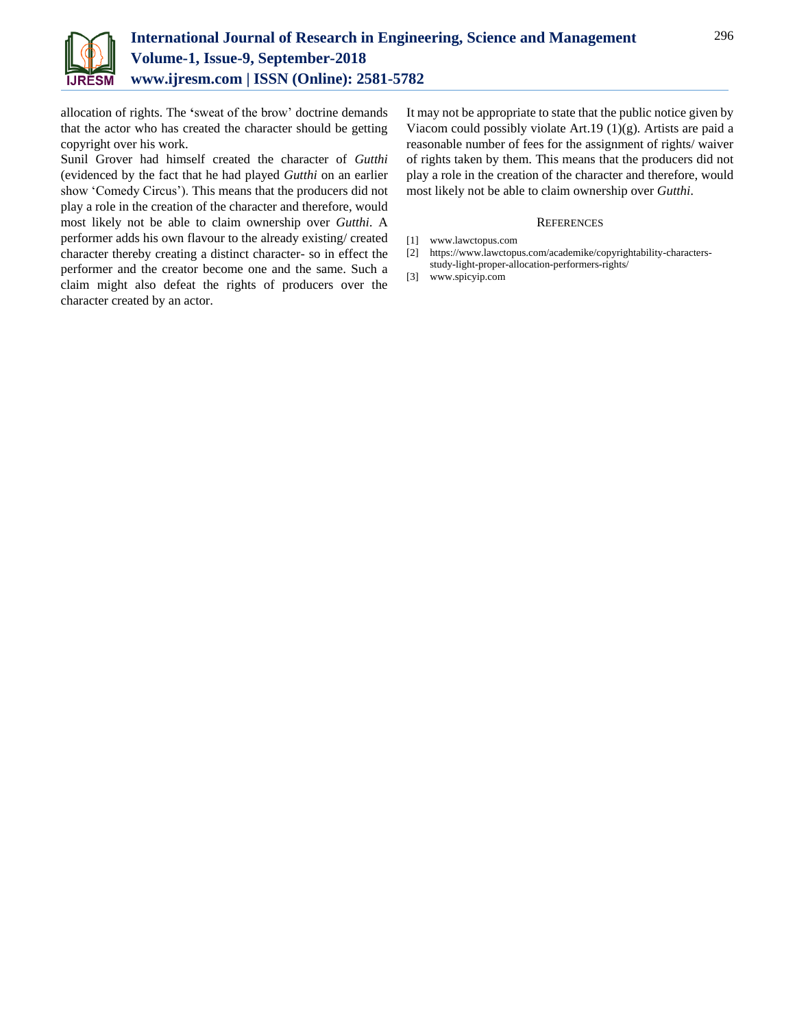allocation of rights. The 'sweat of the brow' doctrine demands that the actor who has created the character should be getting copyright over his work.

Sunil Grover had himself created the character of *Gutthi* (evidenced by the fact that he had played *Gutthi* on an earlier show 'Comedy Circus'). This means that the producers did not play a role in the creation of the character and therefore, would most likely not be able to claim ownership over *Gutthi*. A performer adds his own flavour to the already existing/ created character thereby creating a distinct character- so in effect the performer and the creator become one and the same. Such a claim might also defeat the rights of producers over the character created by an actor.

It may not be appropriate to state that the public notice given by Viacom could possibly violate Art.19 (1)(g). Artists are paid a reasonable number of fees for the assignment of rights/ waiver of rights taken by them. This means that the producers did not play a role in the creation of the character and therefore, would most likely not be able to claim ownership over *Gutthi*.

## References

[1] www.lawctopus.com
[2] https://www.lawctopus.com/academike/copyrightability-characters-study-light-proper-allocation-performers-rights/
[3] www.spicyip.com